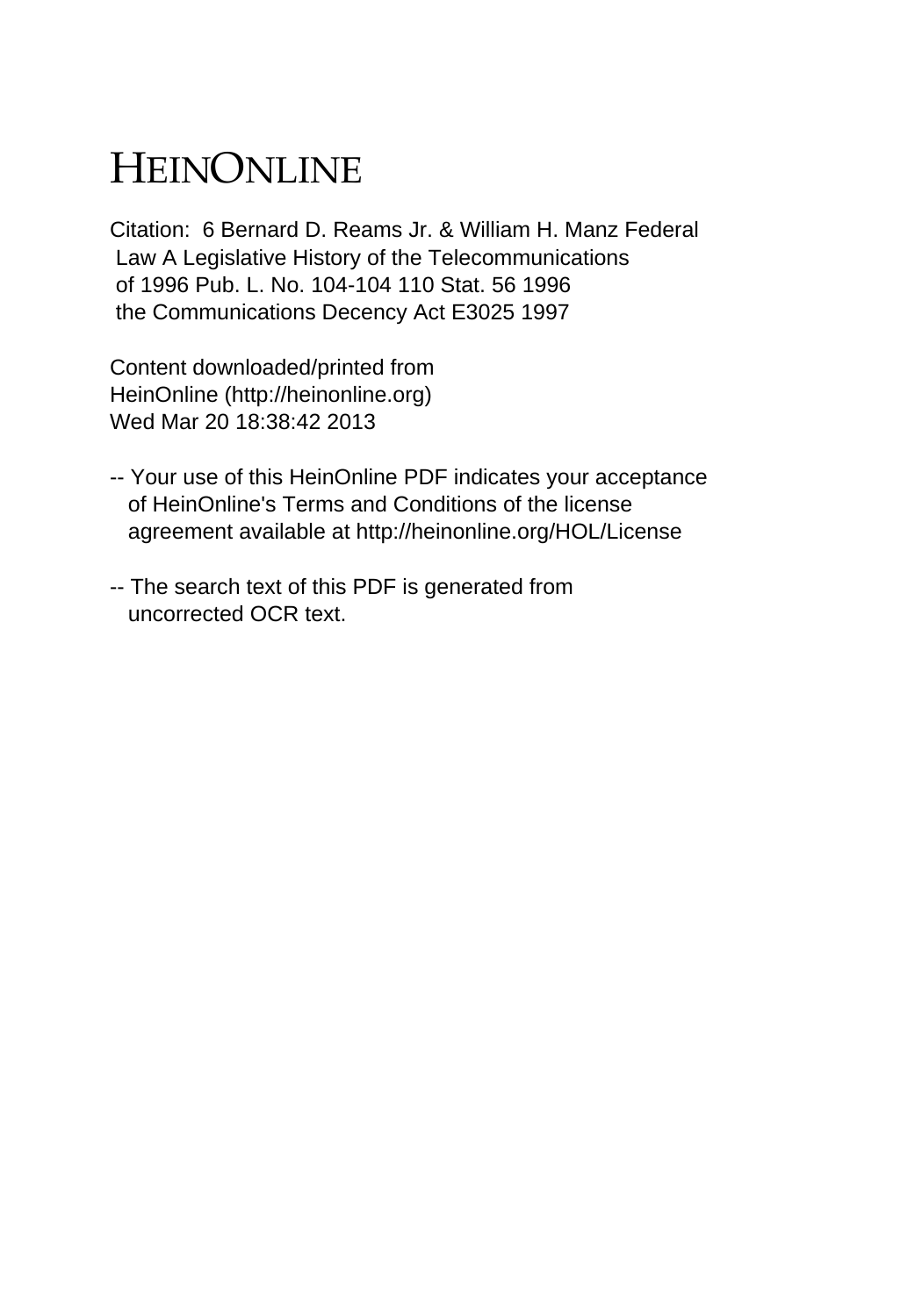# HEINONLINE

Citation: 6 Bernard D. Reams Jr. & William H. Manz Federal Law A Legislative History of the Telecommunications of 1996 Pub. L. No. 104-104 110 Stat. 56 1996 the Communications Decency Act E3025 1997

Content downloaded/printed from HeinOnline (http://heinonline.org)
Wed Mar 20 18:38:42 2013

-- Your use of this HeinOnline PDF indicates your acceptance of HeinOnline's Terms and Conditions of the license agreement available at http://heinonline.org/HOL/License

-- The search text of this PDF is generated from uncorrected OCR text.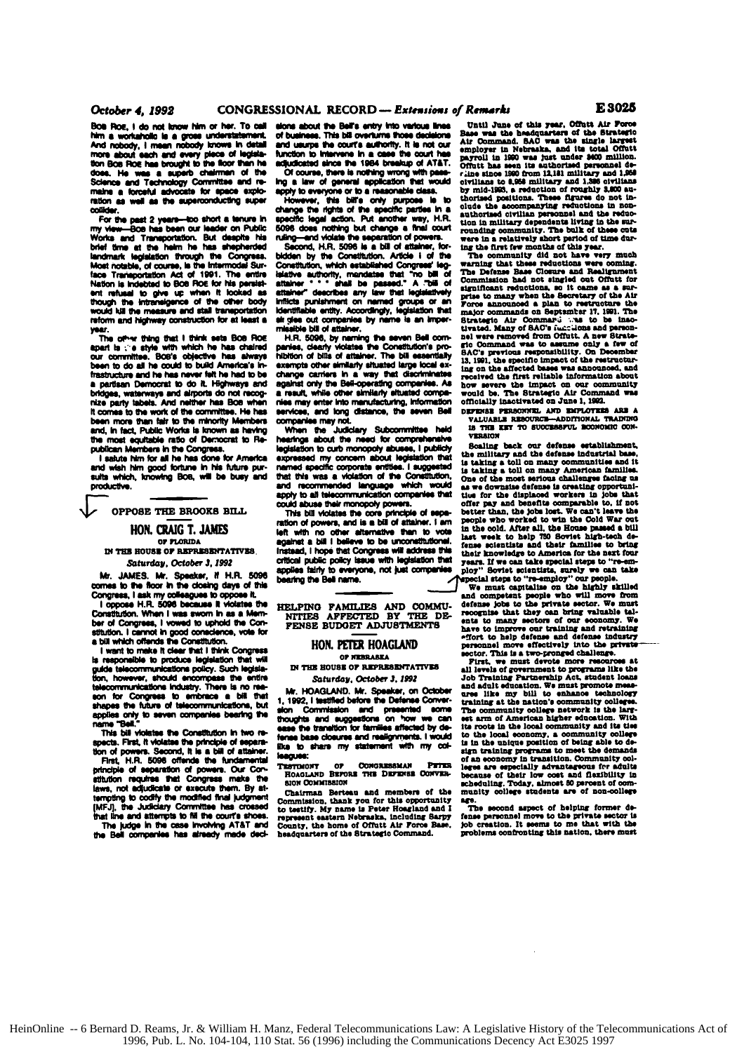BOB ROE, I do not know him or her. To call him a workaholic is a gross understatement. And nobody, I mean nobody knows in detail more about each and every piece of legislation BOB ROE has brought to the floor than he does. He was a superb chairman of the Science and Technology Committee and remains a forceful advocate for space exploration as well as the superconducting super collider.

For the past 2 years—too short a tenure in my view—BOB has been our leader on Public Works and Transportation. But despite his brief time at the helm he has shepherded landmark legislation through the Congress. Most notable, of course, is the Intermodal Surface Transportation Act of 1991. The entire Nation is indebted to BOB ROE for his persistent refusal to give up when it looked as though the intransigence of the other body would kill the measure and stall transportation reform and highway construction for at least a year.

The other thing that I think sets BOB ROE apart is the style with which he has chaired our committee. BOB's objective has always been to do all he could to build America's infrastructure and he has never felt he had to be a partisan Democrat to do it. Highways and bridges, waterways and airports do not recognize party labels. And neither has BOB when it comes to the work of the committee. He has been more than fair to the minority Members and, in fact, Public Works is known as having the most equitable ratio of Democrat to Republican Members in the Congress.

I salute him for all he has done for America and wish him good fortune in his future pursuits which, knowing BOB, will be busy and productive.

## OPPOSE THE BROOKS BILL

### HON. CRAIG T. JAMES
OF FLORIDA
IN THE HOUSE OF REPRESENTATIVES
*Saturday, October 3, 1992*

Mr. JAMES. Mr. Speaker, if H.R. 5096 comes to the floor in the closing days of this Congress, I ask my colleagues to oppose it.

I oppose H.R. 5096 because it violates the Constitution. When I was sworn in as a Member of Congress, I vowed to uphold the Constitution. I cannot in good conscience, vote for a bill which offends the Constitution.

I want to make it clear that I think Congress is responsible to produce legislation that will guide telecommunications policy. Such legislation, however, should encompass the entire telecommunications industry. There is no reason for Congress to embrace a bill that shapes the future of telecommunications, but applies only to seven companies bearing the name "Bell."

This bill violates the Constitution in two respects. First, it violates the principle of separation of powers. Second, it is a bill of attainer.

First, H.R. 5096 offends the fundamental principle of separation of powers. Our Constitution requires that Congress make the laws, not adjudicate or execute them. By attempting to codify the modified final judgment [MFJ], the Judiciary Committee has crossed that line and attempts to fill the court's shoes.

The judge in the case involving AT&T and the Bell companies has already made decisions about the Bell's entry into various lines of business. This bill overturns those decisions and usurps the court's authority. It is not our function to intervene in a case the court has adjudicated since the 1984 breakup of AT&T.

Of course, there is nothing wrong with passing a law of general application that would apply to everyone or to a reasonable class.

However, this bill's only purpose is to change the rights of the specific parties in a specific legal action. Put another way, H.R. 5096 does nothing but change a final court ruling—and violate the separation of powers.

Second, H.R. 5096 is a bill of attainer, forbidden by the Constitution. Article I of the Constitution, which established Congress' legislative authority, mandates that "no bill of attainer * * * shall be passed." A "bill of attainer" describes any law that legislatively inflicts punishment on named groups or an identifiable entity. Accordingly, legislation that singles out companies by name is an impermissible bill of attainer.

H.R. 5096, by naming the seven Bell companies, clearly violates the Constitution's prohibition of bills of attainer. The bill essentially exempts other similarly situated large local exchange carriers in a way that discriminates against only the Bell-operating companies. As a result, while other similarly situated companies may enter into manufacturing, information services, and long distance, the seven Bell companies may not.

When the Judiciary Subcommittee held hearings about the need for comprehensive legislation to curb monopoly abuses, I publicly expressed my concern about legislation that named specific corporate entities. I suggested that this was a violation of the Constitution, and recommended language which would apply to all telecommunication companies that could abuse their monopoly powers.

This bill violates the core principle of separation of powers, and is a bill of attainer. I am left with no other alternative than to vote against a bill I believe to be unconstitutional. Instead, I hope that Congress will address this critical public policy issue with legislation that applies fairly to everyone, not just companies bearing the Bell name.

## HELPING FAMILIES AND COMMUNITIES AFFECTED BY THE DEFENSE BUDGET ADJUSTMENTS

### HON. PETER HOAGLAND
OF NEBRASKA
IN THE HOUSE OF REPRESENTATIVES
*Saturday, October 3, 1992*

Mr. HOAGLAND. Mr. Speaker, on October 1, 1992, I testified before the Defense Conversion Commission and presented some thoughts and suggestions on how we can ease the transition for families affected by defense base closures and realignments. I would like to share my statement with my colleagues:

TESTIMONY OF CONGRESSMAN PETER HOAGLAND BEFORE THE DEFENSE CONVERSION COMMISSION

Chairman Berteau and members of the Commission, thank you for this opportunity to testify. My name is Peter Hoagland and I represent eastern Nebraska, including Sarpy County, the home of Offutt Air Force Base, headquarters of the Strategic Air Command.

Until June of this year, Offutt Air Force Base was the headquarters of the Strategic Air Command. SAC was the single largest employer in Nebraska, and its total Offutt payroll in 1990 was just under $400 million. Offutt has seen its authorized personnel decline since 1990 from 12,181 military and 1,958 civilians to 8,958 military and 1,386 civilians by mid-1993, a reduction of roughly 3,800 authorized positions. These figures do not include the accompanying reductions in nonauthorized civilian personnel and the reduction in military dependents living in the surrounding community. The bulk of these cuts were in a relatively short period of time during the first few months of this year.

The community did not have very much warning that these reductions were coming. The Defense Base Closure and Realignment Commission had not singled out Offutt for significant reductions, so it came as a surprise to many when the Secretary of the Air Force announced a plan to restructure the major commands on September 17, 1991. The Strategic Air Command was to be inactivated. Many of SAC's functions and personnel were removed from Offutt. A new Strategic Command was to assume only a few of SAC's previous responsibility. On December 13, 1991, the specific impact of the restructuring on the affected bases was announced, and received the first reliable information about how severe the impact on our community would be. The Strategic Air Command was officially inactivated on June 1, 1992.

DEFENSE PERSONNEL AND EMPLOYEES ARE A VALUABLE RESOURCE—ADDITIONAL TRAINING IS THE KEY TO SUCCESSFUL ECONOMIC CONVERSION

Scaling back our defense establishment, the military and the defense industrial base, is taking a toll on many communities and it is taking a toll on many American families. One of the most serious challenges facing us as we downsize defense is creating opportunities for the displaced workers in jobs that offer pay and benefits comparable to, if not better than, the jobs lost. We can't leave the people who worked to win the Cold War out in the cold. After all, the House passed a bill last week to help 750 Soviet high-tech defense scientists and their families to bring their knowledge to America for the next four years. If we can take special steps to "re-employ" Soviet scientists, surely we can take special steps to "re-employ" our people.

We must capitalize on the highly skilled and competent people who will move from defense jobs to the private sector. We must recognize that they can bring valuable talents to many sectors of our economy. We have to improve our training and retraining effort to help defense and defense industry personnel move effectively into the private sector. This is a two-pronged challenge.

First, we must devote more resources at all levels of government to programs like the Job Training Partnership Act, student loans and adult education. We must promote measures like my bill to enhance technology training at the nation's community colleges. The community college network is the largest arm of American higher education. With its roots in the local community and its ties to the local economy, a community college is in the unique position of being able to design training programs to meet the demands of an economy in transition. Community colleges are especially advantageous for adults because of their low cost and flexibility in scheduling. Today, almost 50 percent of community college students are of non-college age.

The second aspect of helping former defense personnel move to the private sector is job creation. It seems to me that with the problems confronting this nation, there must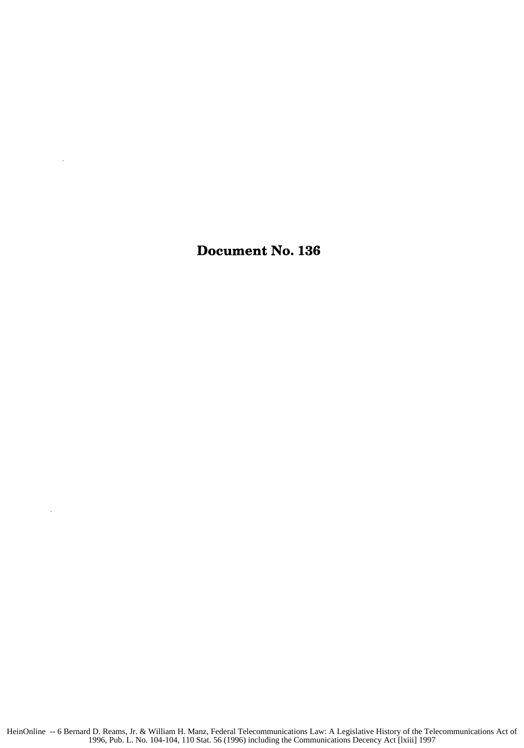# Document No. 136